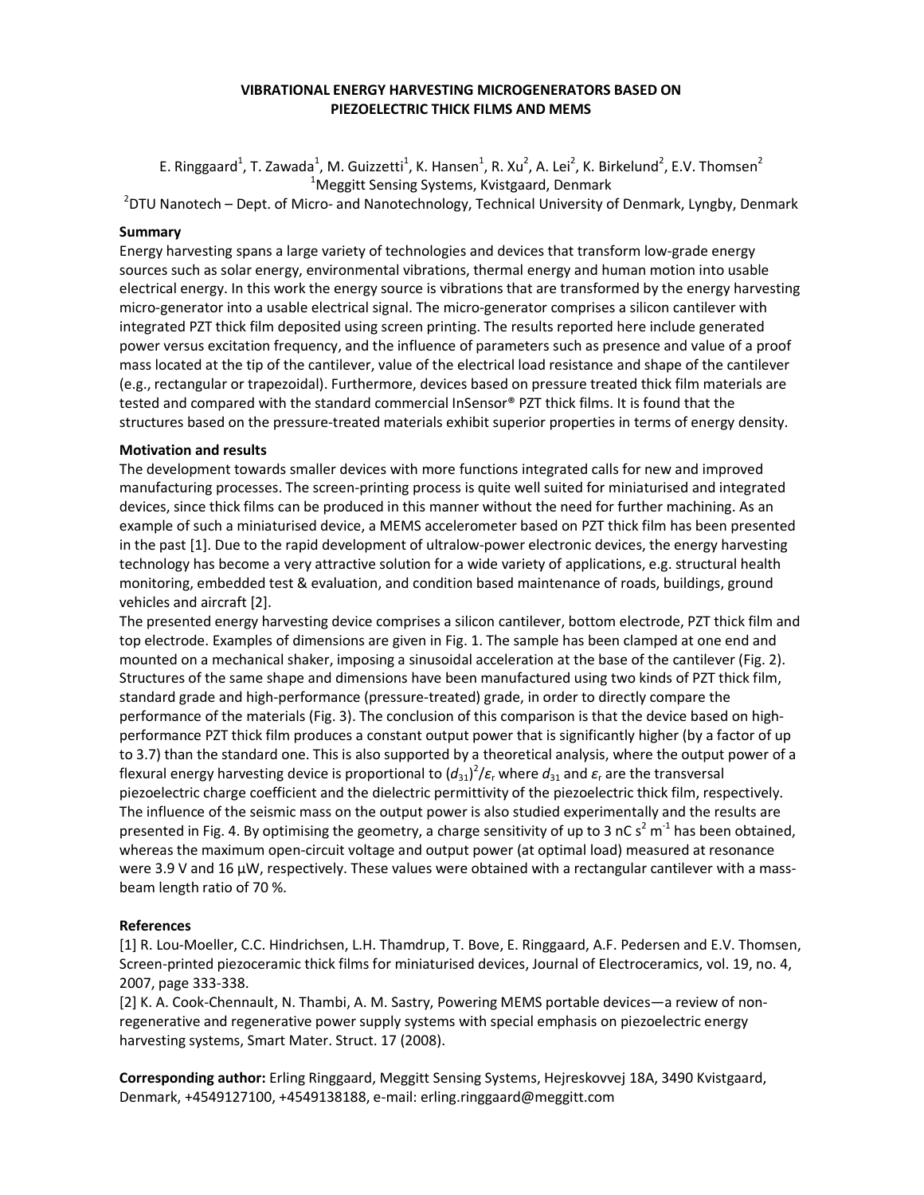# VIBRATIONAL ENERGY HARVESTING MICROGENERATORS BASED ON PIEZOELECTRIC THICK FILMS AND MEMS

E. Ringgaard[1], T. Zawada[1], M. Guizzetti[1], K. Hansen[1], R. Xu[2], A. Lei[2], K. Birkelund[2], E.V. Thomsen[2]

[1]Meggitt Sensing Systems, Kvistgaard, Denmark

[2]DTU Nanotech – Dept. of Micro- and Nanotechnology, Technical University of Denmark, Lyngby, Denmark

## Summary

Energy harvesting spans a large variety of technologies and devices that transform low-grade energy sources such as solar energy, environmental vibrations, thermal energy and human motion into usable electrical energy. In this work the energy source is vibrations that are transformed by the energy harvesting micro-generator into a usable electrical signal. The micro-generator comprises a silicon cantilever with integrated PZT thick film deposited using screen printing. The results reported here include generated power versus excitation frequency, and the influence of parameters such as presence and value of a proof mass located at the tip of the cantilever, value of the electrical load resistance and shape of the cantilever (e.g., rectangular or trapezoidal). Furthermore, devices based on pressure treated thick film materials are tested and compared with the standard commercial InSensor® PZT thick films. It is found that the structures based on the pressure-treated materials exhibit superior properties in terms of energy density.

## Motivation and results

The development towards smaller devices with more functions integrated calls for new and improved manufacturing processes. The screen-printing process is quite well suited for miniaturised and integrated devices, since thick films can be produced in this manner without the need for further machining. As an example of such a miniaturised device, a MEMS accelerometer based on PZT thick film has been presented in the past [1]. Due to the rapid development of ultralow-power electronic devices, the energy harvesting technology has become a very attractive solution for a wide variety of applications, e.g. structural health monitoring, embedded test & evaluation, and condition based maintenance of roads, buildings, ground vehicles and aircraft [2].

The presented energy harvesting device comprises a silicon cantilever, bottom electrode, PZT thick film and top electrode. Examples of dimensions are given in Fig. 1. The sample has been clamped at one end and mounted on a mechanical shaker, imposing a sinusoidal acceleration at the base of the cantilever (Fig. 2). Structures of the same shape and dimensions have been manufactured using two kinds of PZT thick film, standard grade and high-performance (pressure-treated) grade, in order to directly compare the performance of the materials (Fig. 3). The conclusion of this comparison is that the device based on high-performance PZT thick film produces a constant output power that is significantly higher (by a factor of up to 3.7) than the standard one. This is also supported by a theoretical analysis, where the output power of a flexural energy harvesting device is proportional to $(d_{31})^2/\varepsilon_r$ where $d_{31}$ and $\varepsilon_r$ are the transversal piezoelectric charge coefficient and the dielectric permittivity of the piezoelectric thick film, respectively. The influence of the seismic mass on the output power is also studied experimentally and the results are presented in Fig. 4. By optimising the geometry, a charge sensitivity of up to 3 nC $s^2$ $m^{-1}$ has been obtained, whereas the maximum open-circuit voltage and output power (at optimal load) measured at resonance were 3.9 V and 16 µW, respectively. These values were obtained with a rectangular cantilever with a mass-beam length ratio of 70 %.

## References

[1] R. Lou-Moeller, C.C. Hindrichsen, L.H. Thamdrup, T. Bove, E. Ringgaard, A.F. Pedersen and E.V. Thomsen, Screen-printed piezoceramic thick films for miniaturised devices, Journal of Electroceramics, vol. 19, no. 4, 2007, page 333-338.

[2] K. A. Cook-Chennault, N. Thambi, A. M. Sastry, Powering MEMS portable devices—a review of non-regenerative and regenerative power supply systems with special emphasis on piezoelectric energy harvesting systems, Smart Mater. Struct. 17 (2008).

**Corresponding author:** Erling Ringgaard, Meggitt Sensing Systems, Hejreskovvej 18A, 3490 Kvistgaard, Denmark, +4549127100, +4549138188, e-mail: erling.ringgaard@meggitt.com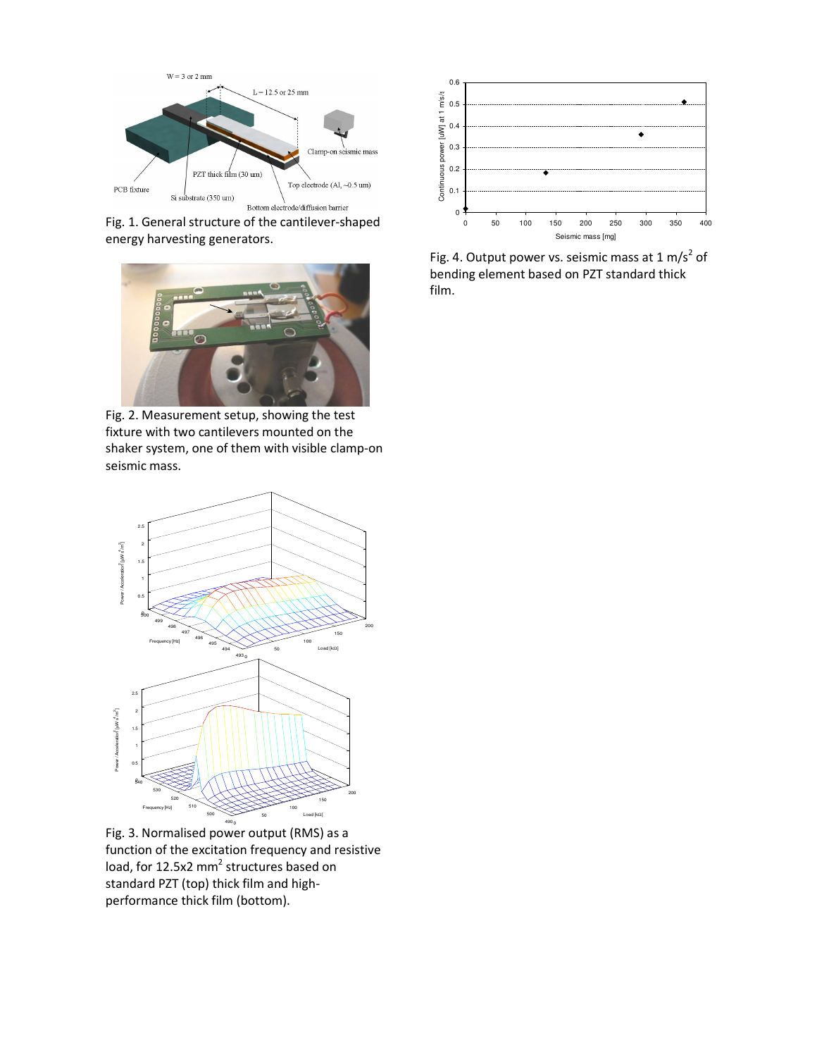W = 3 or 2 mm

L = 12.5 or 25 mm

Clamp-on seismic mass

PCB fixture

PZT thick film (30 um)

Si substrate (350 um)

Top electrode (Al, ~0.5 um)

Bottom electrode/diffusion barrier

Fig. 1. General structure of the cantilever-shaped energy harvesting generators.

Fig. 2. Measurement setup, showing the test fixture with two cantilevers mounted on the shaker system, one of them with visible clamp-on seismic mass.

Power / Acceleration$^2$ [µW s$^4$/m$^2$]

Frequency [Hz]

Load [kΩ]

Power / Acceleration$^2$ [µW s$^4$/m$^2$]

Frequency [Hz]

Load [kΩ]

Fig. 3. Normalised power output (RMS) as a function of the excitation frequency and resistive load, for 12.5x2 mm$^2$ structures based on standard PZT (top) thick film and high-performance thick film (bottom).

Continuous power [uW] at 1 m/s/s

Seismic mass [mg]

Fig. 4. Output power vs. seismic mass at 1 m/s$^2$ of bending element based on PZT standard thick film.